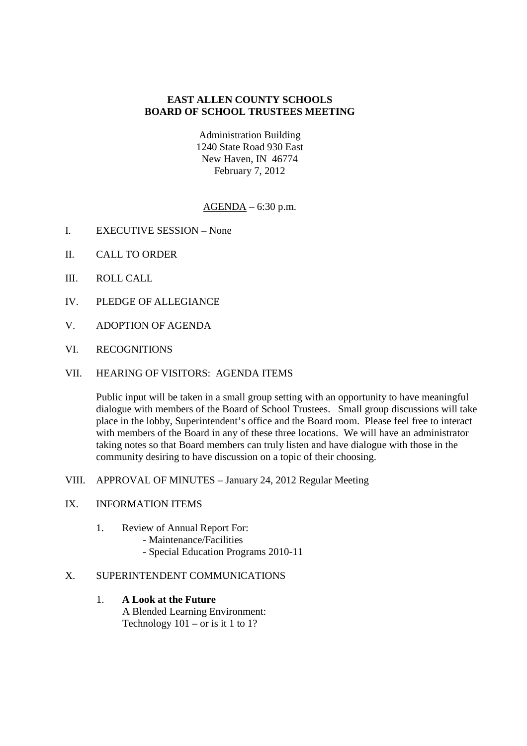# EAST ALLEN COUNTY SCHOOLS
## BOARD OF SCHOOL TRUSTEES MEETING

Administration Building
1240 State Road 930 East
New Haven, IN 46774
February 7, 2012

AGENDA – 6:30 p.m.

I. EXECUTIVE SESSION – None

II. CALL TO ORDER

III. ROLL CALL

IV. PLEDGE OF ALLEGIANCE

V. ADOPTION OF AGENDA

VI. RECOGNITIONS

VII. HEARING OF VISITORS: AGENDA ITEMS

Public input will be taken in a small group setting with an opportunity to have meaningful dialogue with members of the Board of School Trustees. Small group discussions will take place in the lobby, Superintendent's office and the Board room. Please feel free to interact with members of the Board in any of these three locations. We will have an administrator taking notes so that Board members can truly listen and have dialogue with those in the community desiring to have discussion on a topic of their choosing.

VIII. APPROVAL OF MINUTES – January 24, 2012 Regular Meeting

IX. INFORMATION ITEMS

1. Review of Annual Report For:
   - Maintenance/Facilities
   - Special Education Programs 2010-11

X. SUPERINTENDENT COMMUNICATIONS

1. **A Look at the Future**
   A Blended Learning Environment:
   Technology 101 – or is it 1 to 1?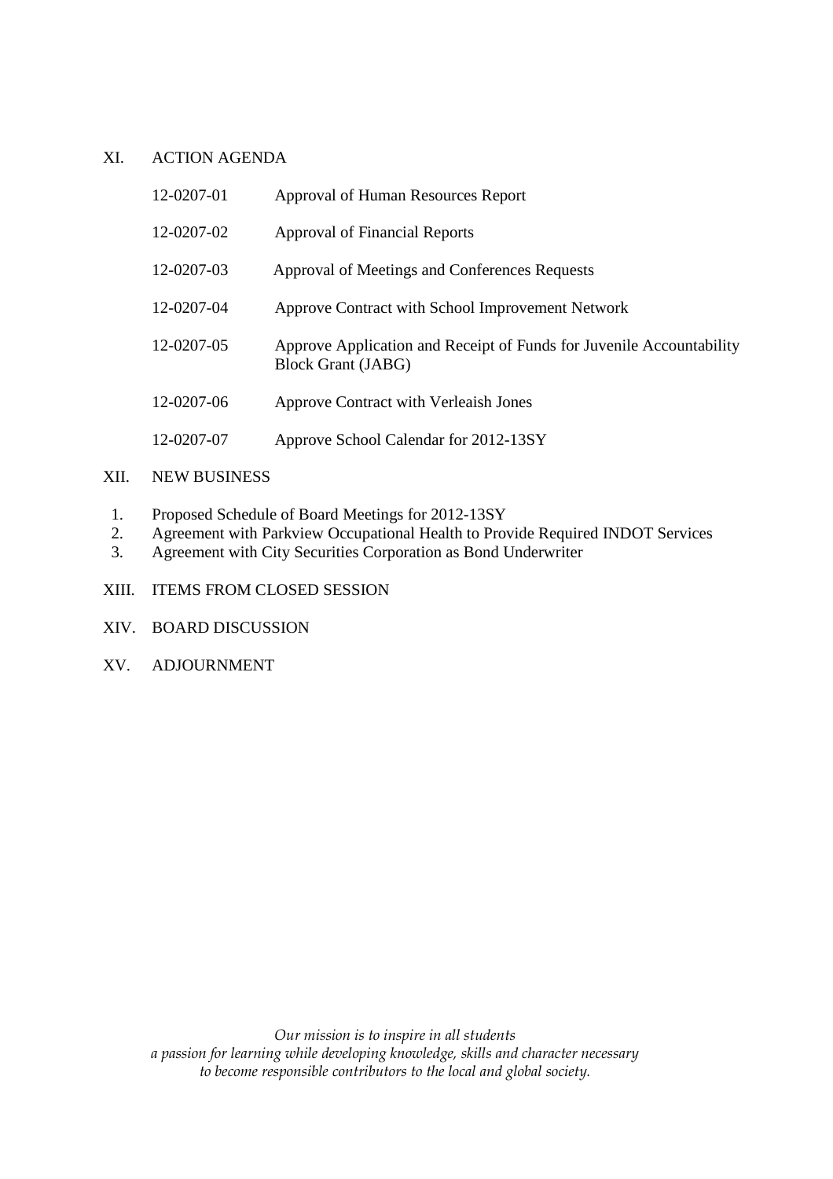## XI. ACTION AGENDA

| | |
|---|---|
| 12-0207-01 | Approval of Human Resources Report |
| 12-0207-02 | Approval of Financial Reports |
| 12-0207-03 | Approval of Meetings and Conferences Requests |
| 12-0207-04 | Approve Contract with School Improvement Network |
| 12-0207-05 | Approve Application and Receipt of Funds for Juvenile Accountability Block Grant (JABG) |
| 12-0207-06 | Approve Contract with Verleaish Jones |
| 12-0207-07 | Approve School Calendar for 2012-13SY |

## XII. NEW BUSINESS

1. Proposed Schedule of Board Meetings for 2012-13SY
2. Agreement with Parkview Occupational Health to Provide Required INDOT Services
3. Agreement with City Securities Corporation as Bond Underwriter

## XIII. ITEMS FROM CLOSED SESSION

## XIV. BOARD DISCUSSION

## XV. ADJOURNMENT

*Our mission is to inspire in all students*
*a passion for learning while developing knowledge, skills and character necessary*
*to become responsible contributors to the local and global society.*